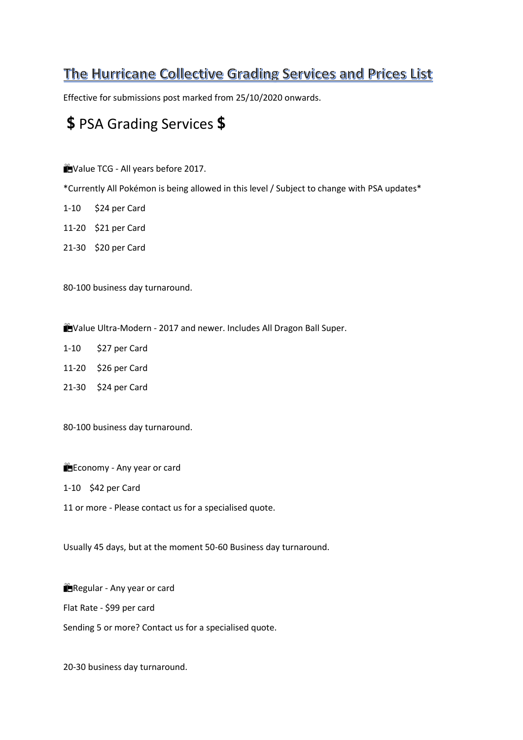# The Hurricane Collective Grading Services and Prices List

Effective for submissions post marked from 25/10/2020 onwards.

## $ PSA Grading Services $

🎁Value TCG - All years before 2017.

*Currently All Pokémon is being allowed in this level / Subject to change with PSA updates*

1-10 $24 per Card

11-20 $21 per Card

21-30 $20 per Card

80-100 business day turnaround.

🎁Value Ultra-Modern - 2017 and newer. Includes All Dragon Ball Super.

1-10 $27 per Card

11-20 $26 per Card

21-30 $24 per Card

80-100 business day turnaround.

🎁Economy - Any year or card

1-10 $42 per Card

11 or more - Please contact us for a specialised quote.

Usually 45 days, but at the moment 50-60 Business day turnaround.

🎁Regular - Any year or card

Flat Rate - $99 per card

Sending 5 or more? Contact us for a specialised quote.

20-30 business day turnaround.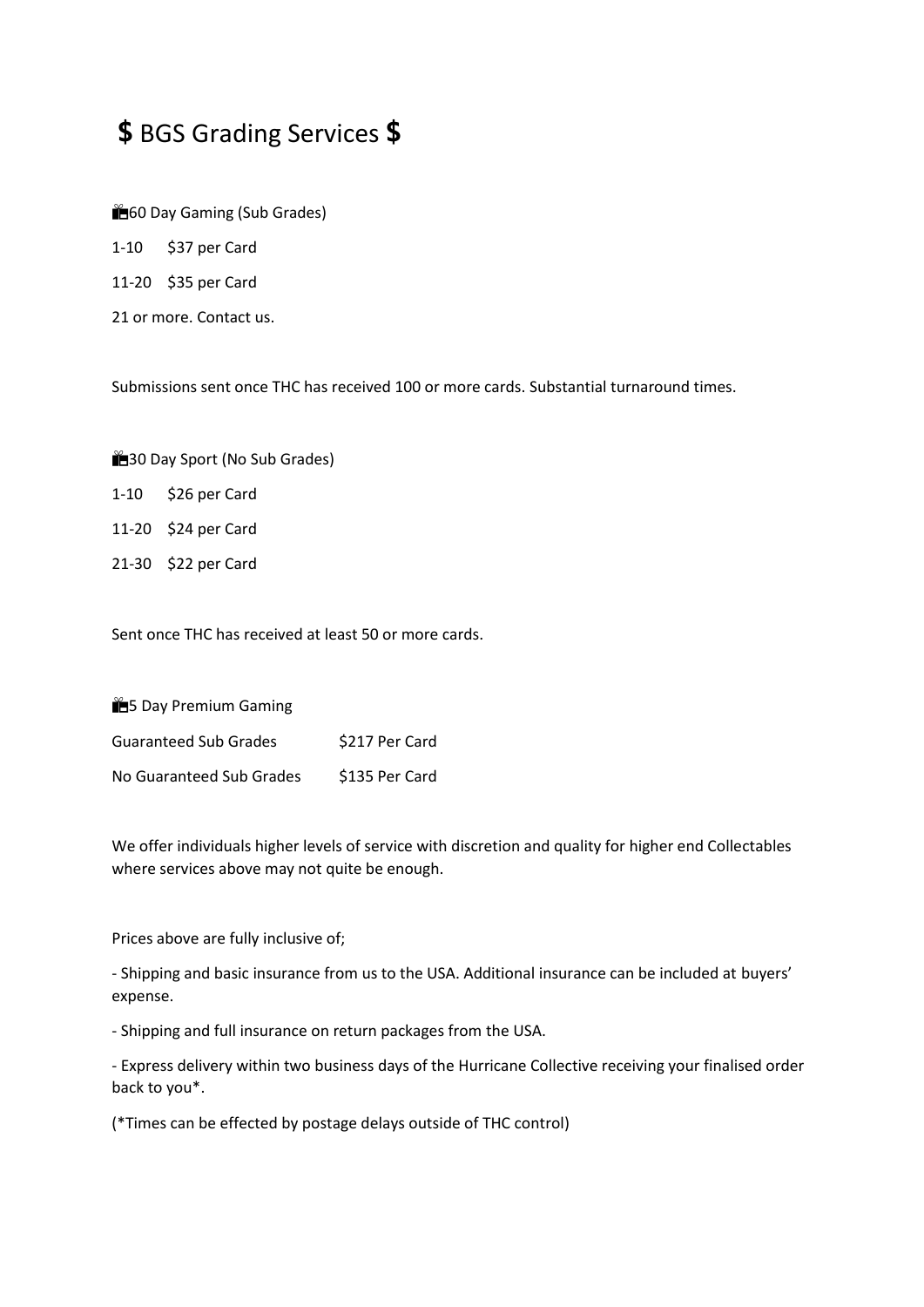# 💲 BGS Grading Services 💲

🎁60 Day Gaming (Sub Grades)

1-10  $37 per Card

11-20  $35 per Card

21 or more. Contact us.

Submissions sent once THC has received 100 or more cards. Substantial turnaround times.

🎁30 Day Sport (No Sub Grades)

1-10  $26 per Card

11-20  $24 per Card

21-30  $22 per Card

Sent once THC has received at least 50 or more cards.

🎁5 Day Premium Gaming

| | |
|---|---|
| Guaranteed Sub Grades | $217 Per Card |
| No Guaranteed Sub Grades | $135 Per Card |

We offer individuals higher levels of service with discretion and quality for higher end Collectables where services above may not quite be enough.

Prices above are fully inclusive of;

- Shipping and basic insurance from us to the USA. Additional insurance can be included at buyers' expense.
- Shipping and full insurance on return packages from the USA.
- Express delivery within two business days of the Hurricane Collective receiving your finalised order back to you*.

(*Times can be effected by postage delays outside of THC control)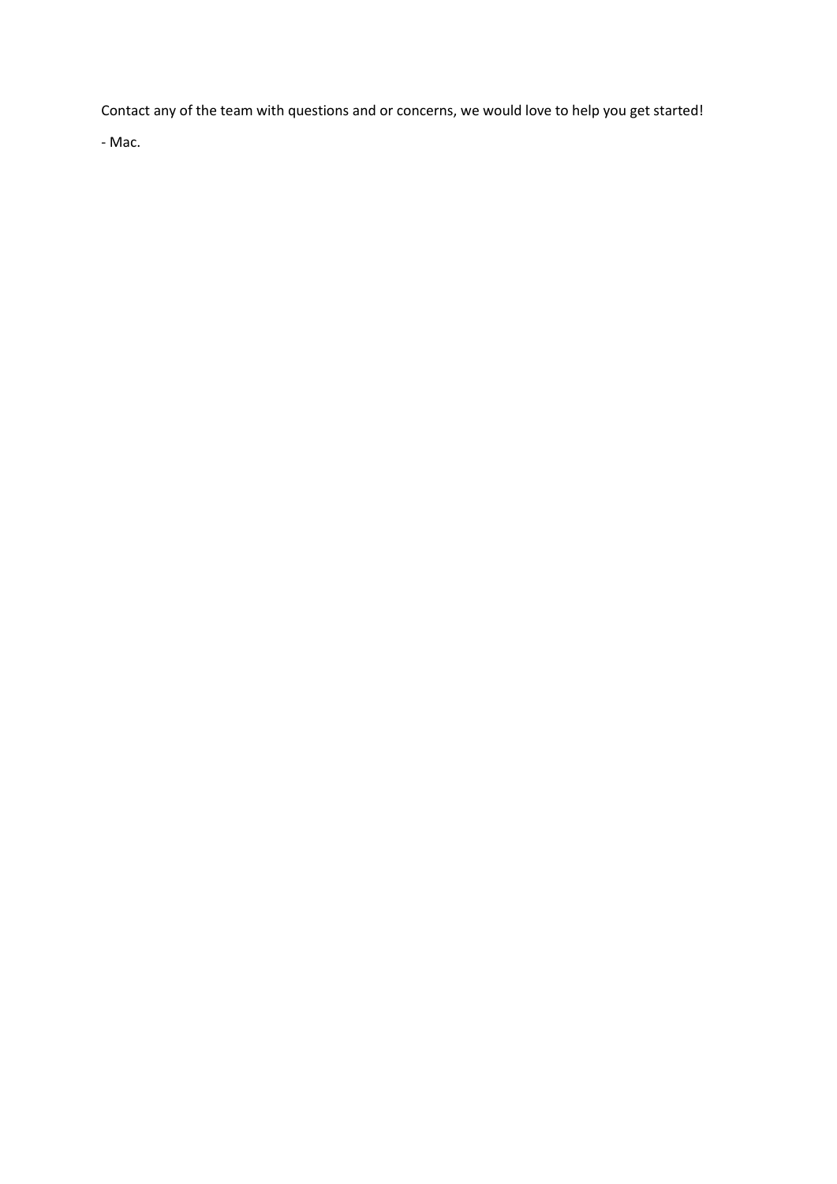Contact any of the team with questions and or concerns, we would love to help you get started!

- Mac.